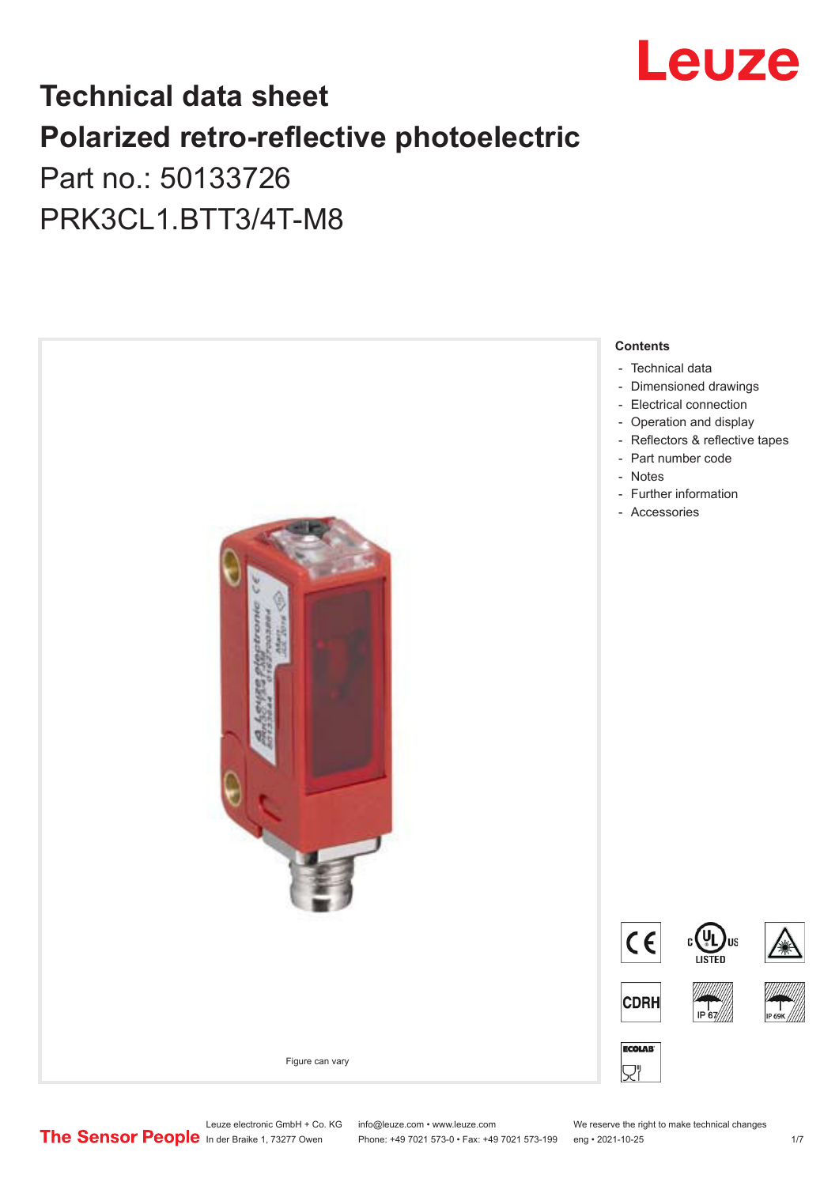Leuze

# Technical data sheet
# Polarized retro-reflective photoelectric

Part no.: 50133726

PRK3CL1.BTT3/4T-M8

Figure can vary

**Contents**

- Technical data
- Dimensioned drawings
- Electrical connection
- Operation and display
- Reflectors & reflective tapes
- Part number code
- Notes
- Further information
- Accessories

Leuze electronic GmbH + Co. KG
In der Braike 1, 73277 Owen

info@leuze.com • www.leuze.com
Phone: +49 7021 573-0 • Fax: +49 7021 573-199

We reserve the right to make technical changes
eng • 2021-10-25

The Sensor People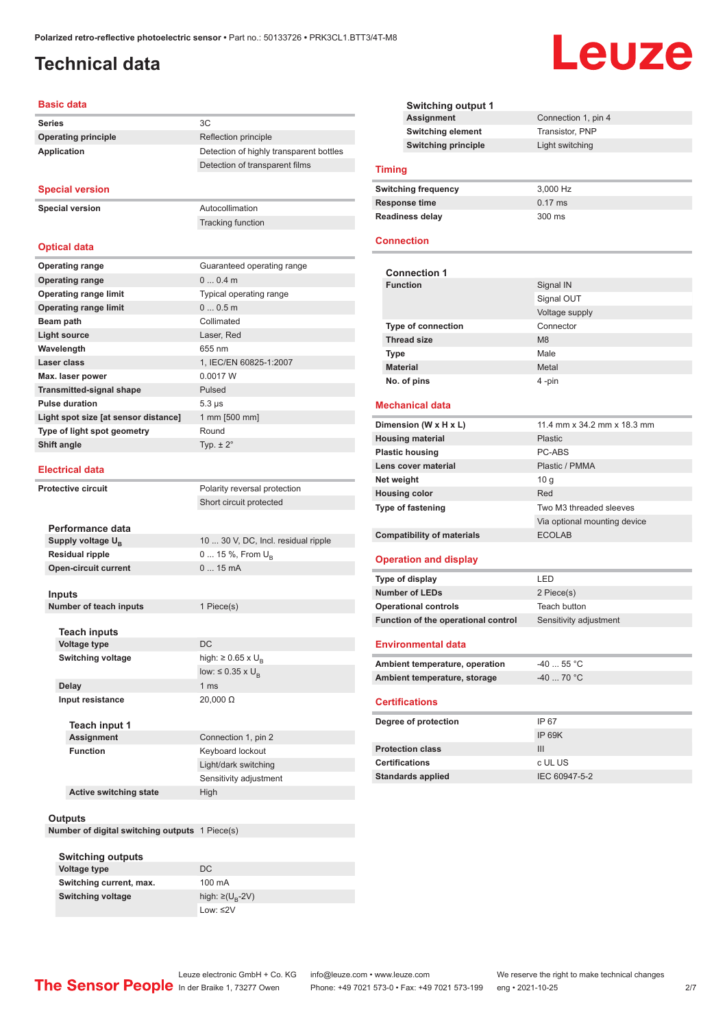# Technical data

## Basic data

| | |
|---|---|
| Series | 3C |
| Operating principle | Reflection principle |
| Application | Detection of highly transparent bottles |
| | Detection of transparent films |

## Special version

| | |
|---|---|
| Special version | Autocollimation |
| | Tracking function |

## Optical data

| | |
|---|---|
| Operating range | Guaranteed operating range |
| Operating range | 0 ... 0.4 m |
| Operating range limit | Typical operating range |
| Operating range limit | 0 ... 0.5 m |
| Beam path | Collimated |
| Light source | Laser, Red |
| Wavelength | 655 nm |
| Laser class | 1, IEC/EN 60825-1:2007 |
| Max. laser power | 0.0017 W |
| Transmitted-signal shape | Pulsed |
| Pulse duration | 5.3 µs |
| Light spot size [at sensor distance] | 1 mm [500 mm] |
| Type of light spot geometry | Round |
| Shift angle | Typ. ± 2° |

## Electrical data

| | |
|---|---|
| Protective circuit | Polarity reversal protection |
| | Short circuit protected |

### Performance data

| | |
|---|---|
| Supply voltage $U_B$ | 10 ... 30 V, DC, Incl. residual ripple |
| Residual ripple | 0 ... 15 %, From $U_B$ |
| Open-circuit current | 0 ... 15 mA |

### Inputs

| | |
|---|---|
| Number of teach inputs | 1 Piece(s) |

#### Teach inputs

| | |
|---|---|
| Voltage type | DC |
| Switching voltage | high: ≥ 0.65 x $U_B$ |
| | low: ≤ 0.35 x $U_B$ |
| Delay | 1 ms |
| Input resistance | 20,000 Ω |

#### Teach input 1

| | |
|---|---|
| Assignment | Connection 1, pin 2 |
| Function | Keyboard lockout |
| | Light/dark switching |
| | Sensitivity adjustment |
| Active switching state | High |

### Outputs

| | |
|---|---|
| Number of digital switching outputs | 1 Piece(s) |

#### Switching outputs

| | |
|---|---|
| Voltage type | DC |
| Switching current, max. | 100 mA |
| Switching voltage | high: ≥($U_B$-2V) |
| | Low: ≤2V |

#### Switching output 1

| | |
|---|---|
| Assignment | Connection 1, pin 4 |
| Switching element | Transistor, PNP |
| Switching principle | Light switching |

## Timing

| | |
|---|---|
| Switching frequency | 3,000 Hz |
| Response time | 0.17 ms |
| Readiness delay | 300 ms |

## Connection

### Connection 1

| | |
|---|---|
| Function | Signal IN |
| | Signal OUT |
| | Voltage supply |
| Type of connection | Connector |
| Thread size | M8 |
| Type | Male |
| Material | Metal |
| No. of pins | 4 -pin |

## Mechanical data

| | |
|---|---|
| Dimension (W x H x L) | 11.4 mm x 34.2 mm x 18.3 mm |
| Housing material | Plastic |
| Plastic housing | PC-ABS |
| Lens cover material | Plastic / PMMA |
| Net weight | 10 g |
| Housing color | Red |
| Type of fastening | Two M3 threaded sleeves |
| | Via optional mounting device |
| Compatibility of materials | ECOLAB |

## Operation and display

| | |
|---|---|
| Type of display | LED |
| Number of LEDs | 2 Piece(s) |
| Operational controls | Teach button |
| Function of the operational control | Sensitivity adjustment |

## Environmental data

| | |
|---|---|
| Ambient temperature, operation | -40 ... 55 °C |
| Ambient temperature, storage | -40 ... 70 °C |

## Certifications

| | |
|---|---|
| Degree of protection | IP 67 |
| | IP 69K |
| Protection class | III |
| Certifications | c UL US |
| Standards applied | IEC 60947-5-2 |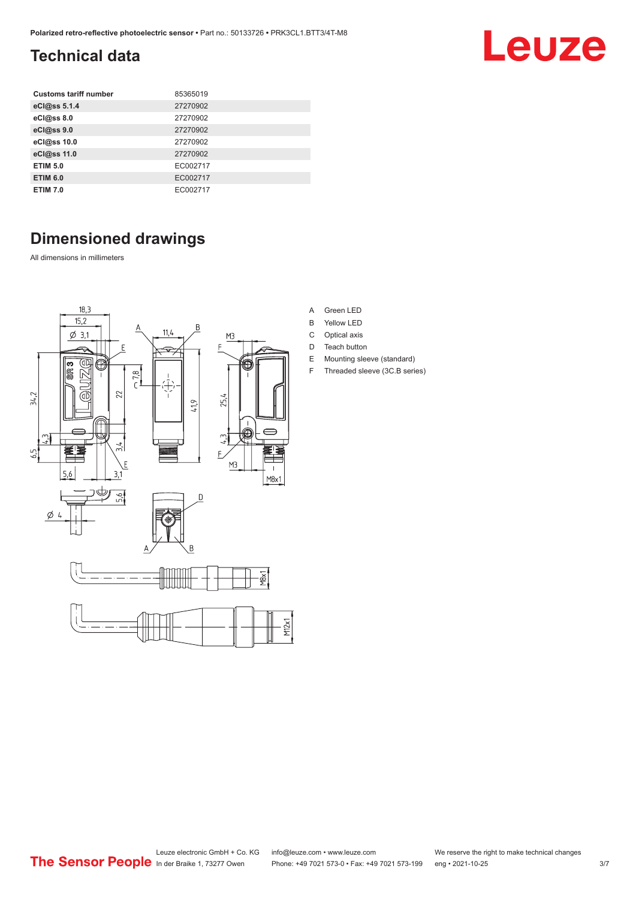## Technical data

| Customs tariff number | 85365019 |
| --- | --- |
| eCl@ss 5.1.4 | 27270902 |
| eCl@ss 8.0 | 27270902 |
| eCl@ss 9.0 | 27270902 |
| eCl@ss 10.0 | 27270902 |
| eCl@ss 11.0 | 27270902 |
| ETIM 5.0 | EC002717 |
| ETIM 6.0 | EC002717 |
| ETIM 7.0 | EC002717 |

## Dimensioned drawings

All dimensions in millimeters

A Green LED
B Yellow LED
C Optical axis
D Teach button
E Mounting sleeve (standard)
F Threaded sleeve (3C.B series)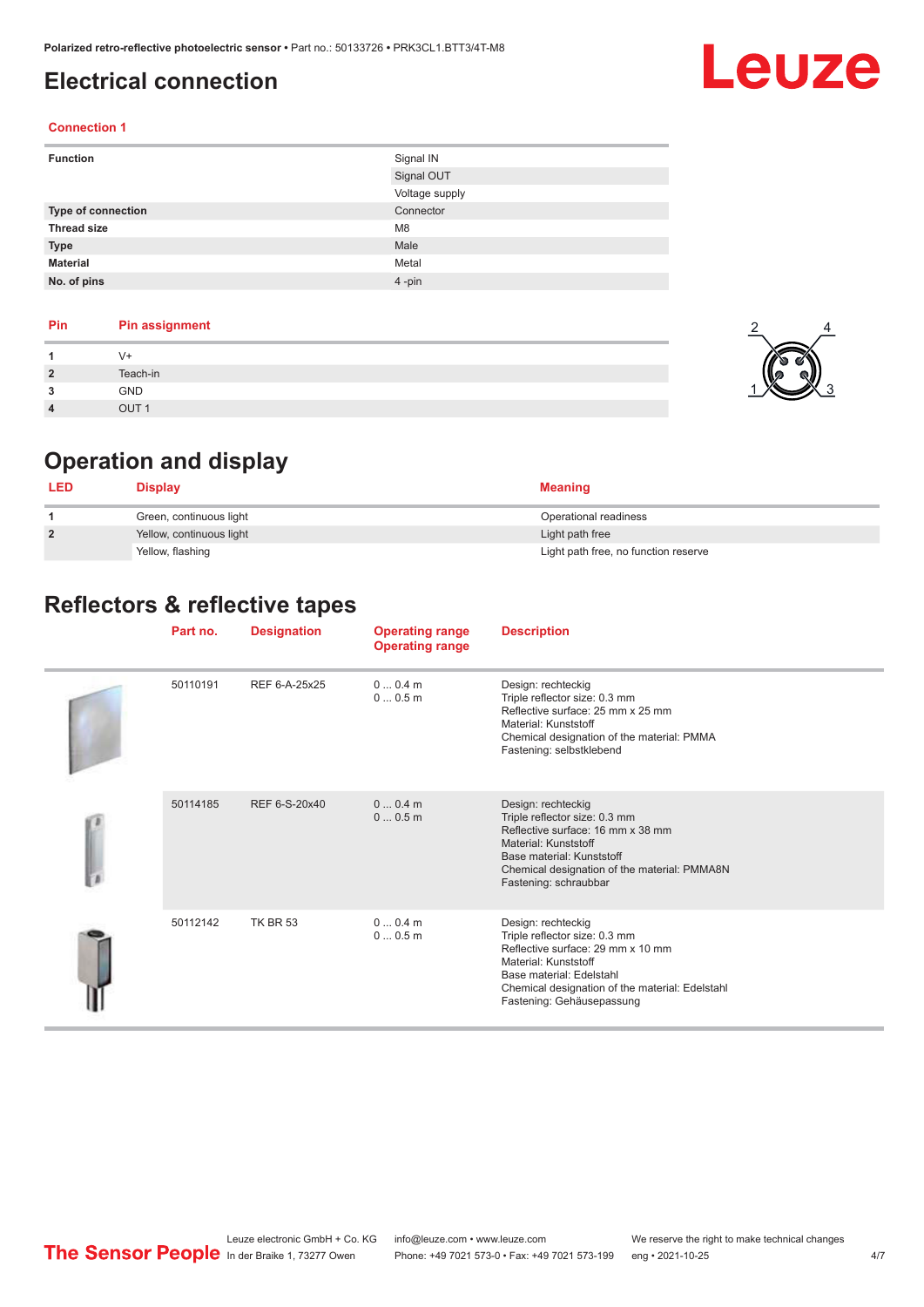# Electrical connection

## Connection 1

| | |
|---|---|
| **Function** | Signal IN |
| | Signal OUT |
| | Voltage supply |
| **Type of connection** | Connector |
| **Thread size** | M8 |
| **Type** | Male |
| **Material** | Metal |
| **No. of pins** | 4 -pin |

| Pin | Pin assignment |
|---|---|
| **1** | V+ |
| **2** | Teach-in |
| **3** | GND |
| **4** | OUT 1 |

# Operation and display

| LED | Display | Meaning |
|---|---|---|
| **1** | Green, continuous light | Operational readiness |
| **2** | Yellow, continuous light | Light path free |
| | Yellow, flashing | Light path free, no function reserve |

# Reflectors & reflective tapes

| Part no. | Designation | Operating range Operating range | Description |
|---|---|---|---|
| 50110191 | REF 6-A-25x25 | 0 ... 0.4 m<br>0 ... 0.5 m | Design: rechteckig<br>Triple reflector size: 0.3 mm<br>Reflective surface: 25 mm x 25 mm<br>Material: Kunststoff<br>Chemical designation of the material: PMMA<br>Fastening: selbstklebend |
| 50114185 | REF 6-S-20x40 | 0 ... 0.4 m<br>0 ... 0.5 m | Design: rechteckig<br>Triple reflector size: 0.3 mm<br>Reflective surface: 16 mm x 38 mm<br>Material: Kunststoff<br>Base material: Kunststoff<br>Chemical designation of the material: PMMA8N<br>Fastening: schraubbar |
| 50112142 | TK BR 53 | 0 ... 0.4 m<br>0 ... 0.5 m | Design: rechteckig<br>Triple reflector size: 0.3 mm<br>Reflective surface: 29 mm x 10 mm<br>Material: Kunststoff<br>Base material: Edelstahl<br>Chemical designation of the material: Edelstahl<br>Fastening: Gehäusepassung |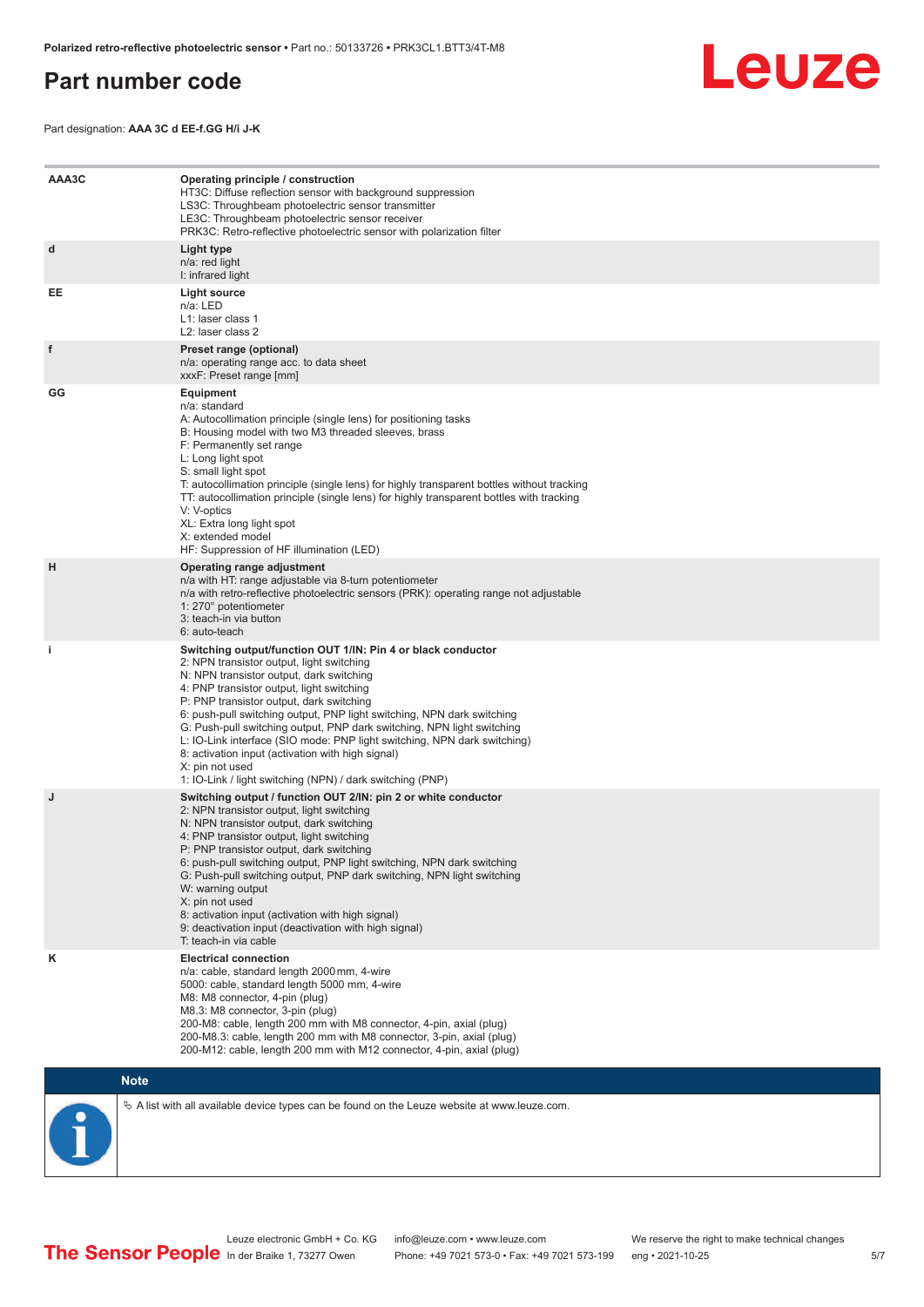# Part number code

Part designation: **AAA 3C d EE-f.GG H/i J-K**

| | |
|---|---|
| **AAA3C** | **Operating principle / construction**<br>HT3C: Diffuse reflection sensor with background suppression<br>LS3C: Throughbeam photoelectric sensor transmitter<br>LE3C: Throughbeam photoelectric sensor receiver<br>PRK3C: Retro-reflective photoelectric sensor with polarization filter |
| **d** | **Light type**<br>n/a: red light<br>I: infrared light |
| **EE** | **Light source**<br>n/a: LED<br>L1: laser class 1<br>L2: laser class 2 |
| **f** | **Preset range (optional)**<br>n/a: operating range acc. to data sheet<br>xxxF: Preset range [mm] |
| **GG** | **Equipment**<br>n/a: standard<br>A: Autocollimation principle (single lens) for positioning tasks<br>B: Housing model with two M3 threaded sleeves, brass<br>F: Permanently set range<br>L: Long light spot<br>S: small light spot<br>T: autocollimation principle (single lens) for highly transparent bottles without tracking<br>TT: autocollimation principle (single lens) for highly transparent bottles with tracking<br>V: V-optics<br>XL: Extra long light spot<br>X: extended model<br>HF: Suppression of HF illumination (LED) |
| **H** | **Operating range adjustment**<br>n/a with HT: range adjustable via 8-turn potentiometer<br>n/a with retro-reflective photoelectric sensors (PRK): operating range not adjustable<br>1: 270° potentiometer<br>3: teach-in via button<br>6: auto-teach |
| **i** | **Switching output/function OUT 1/IN: Pin 4 or black conductor**<br>2: NPN transistor output, light switching<br>N: NPN transistor output, dark switching<br>4: PNP transistor output, light switching<br>P: PNP transistor output, dark switching<br>6: push-pull switching output, PNP light switching, NPN dark switching<br>G: Push-pull switching output, PNP dark switching, NPN light switching<br>L: IO-Link interface (SIO mode: PNP light switching, NPN dark switching)<br>8: activation input (activation with high signal)<br>X: pin not used<br>1: IO-Link / light switching (NPN) / dark switching (PNP) |
| **J** | **Switching output / function OUT 2/IN: pin 2 or white conductor**<br>2: NPN transistor output, light switching<br>N: NPN transistor output, dark switching<br>4: PNP transistor output, light switching<br>P: PNP transistor output, dark switching<br>6: push-pull switching output, PNP light switching, NPN dark switching<br>G: Push-pull switching output, PNP dark switching, NPN light switching<br>W: warning output<br>X: pin not used<br>8: activation input (activation with high signal)<br>9: deactivation input (deactivation with high signal)<br>T: teach-in via cable |
| **K** | **Electrical connection**<br>n/a: cable, standard length 2000 mm, 4-wire<br>5000: cable, standard length 5000 mm, 4-wire<br>M8: M8 connector, 4-pin (plug)<br>M8.3: M8 connector, 3-pin (plug)<br>200-M8: cable, length 200 mm with M8 connector, 4-pin, axial (plug)<br>200-M8.3: cable, length 200 mm with M8 connector, 3-pin, axial (plug)<br>200-M12: cable, length 200 mm with M12 connector, 4-pin, axial (plug) |

**Note**

↳ A list with all available device types can be found on the Leuze website at www.leuze.com.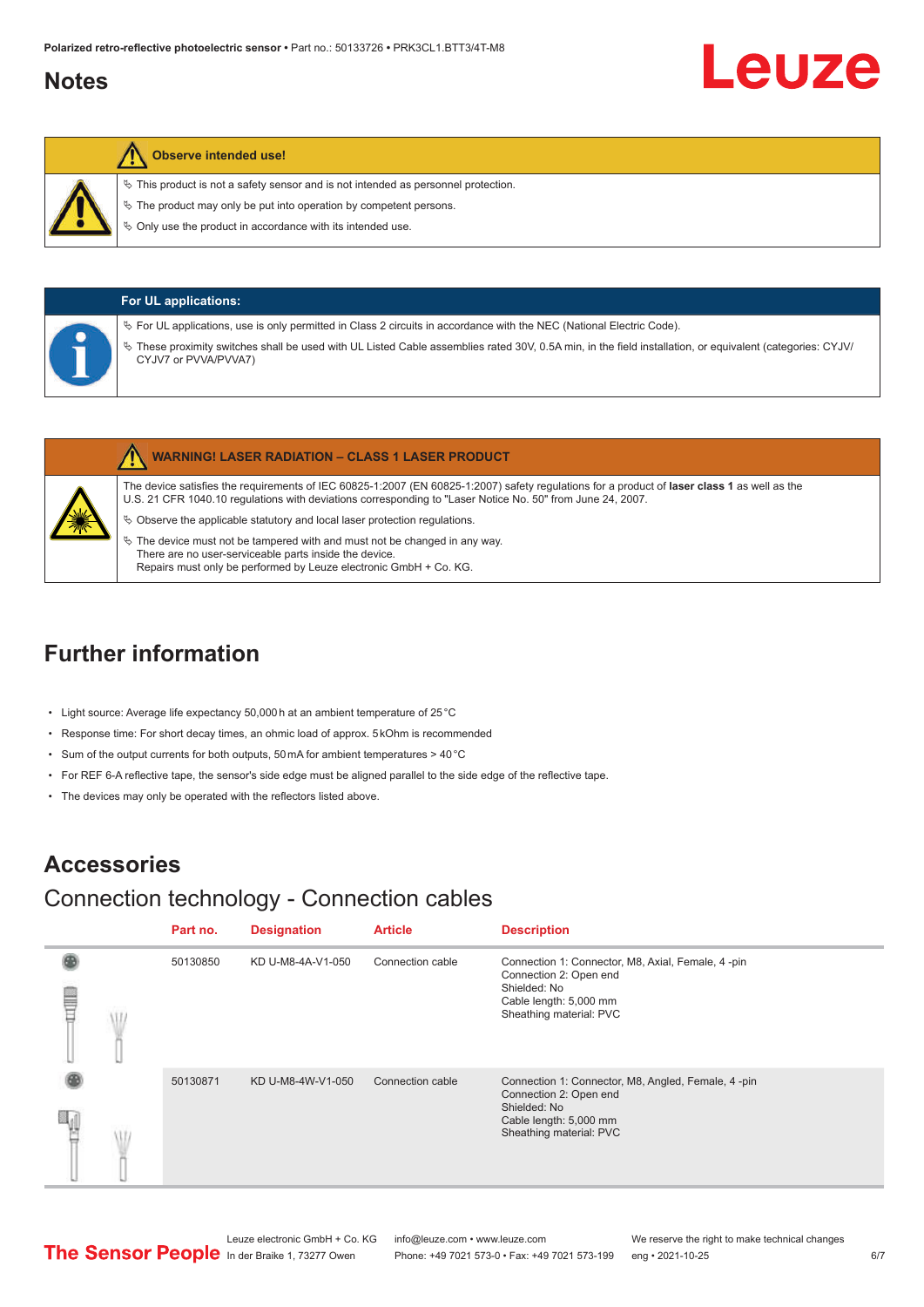## Notes

**Observe intended use!**

- ✎ This product is not a safety sensor and is not intended as personnel protection.
- ✎ The product may only be put into operation by competent persons.
- ✎ Only use the product in accordance with its intended use.

**For UL applications:**

- ✎ For UL applications, use is only permitted in Class 2 circuits in accordance with the NEC (National Electric Code).
- ✎ These proximity switches shall be used with UL Listed Cable assemblies rated 30V, 0.5A min, in the field installation, or equivalent (categories: CYJV/CYJV7 or PVVA/PVVA7)

**WARNING! LASER RADIATION – CLASS 1 LASER PRODUCT**

The device satisfies the requirements of IEC 60825-1:2007 (EN 60825-1:2007) safety regulations for a product of **laser class 1** as well as the U.S. 21 CFR 1040.10 regulations with deviations corresponding to "Laser Notice No. 50" from June 24, 2007.

- ✎ Observe the applicable statutory and local laser protection regulations.
- ✎ The device must not be tampered with and must not be changed in any way.
  There are no user-serviceable parts inside the device.
  Repairs must only be performed by Leuze electronic GmbH + Co. KG.

## Further information

- Light source: Average life expectancy 50,000 h at an ambient temperature of 25 °C
- Response time: For short decay times, an ohmic load of approx. 5 kOhm is recommended
- Sum of the output currents for both outputs, 50 mA for ambient temperatures > 40 °C
- For REF 6-A reflective tape, the sensor's side edge must be aligned parallel to the side edge of the reflective tape.
- The devices may only be operated with the reflectors listed above.

## Accessories

### Connection technology - Connection cables

| | Part no. | Designation | Article | Description |
|---|---|---|---|---|
| | 50130850 | KD U-M8-4A-V1-050 | Connection cable | Connection 1: Connector, M8, Axial, Female, 4 -pin<br>Connection 2: Open end<br>Shielded: No<br>Cable length: 5,000 mm<br>Sheathing material: PVC |
| | 50130871 | KD U-M8-4W-V1-050 | Connection cable | Connection 1: Connector, M8, Angled, Female, 4 -pin<br>Connection 2: Open end<br>Shielded: No<br>Cable length: 5,000 mm<br>Sheathing material: PVC |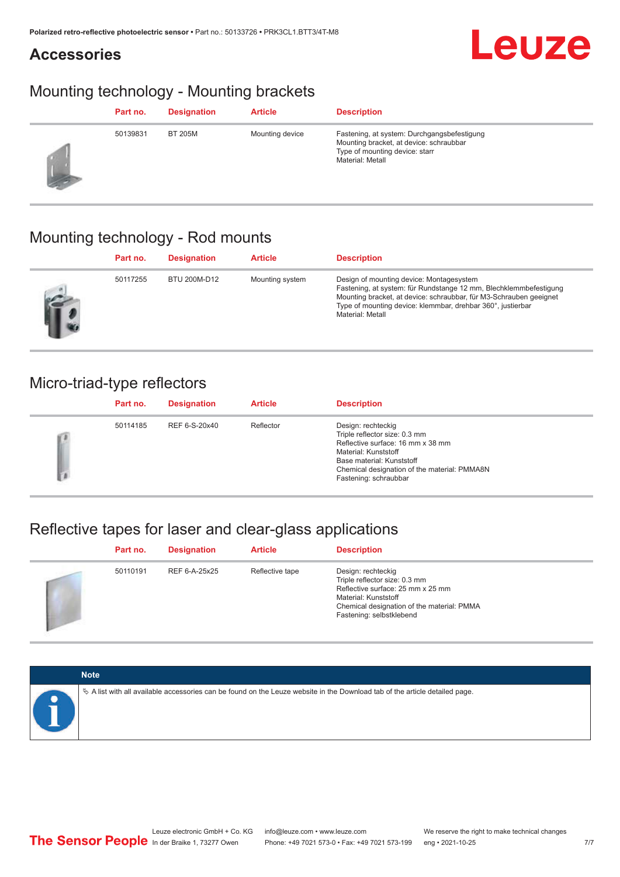## Accessories

### Mounting technology - Mounting brackets

| | Part no. | Designation | Article | Description |
|---|---|---|---|---|
| | 50139831 | BT 205M | Mounting device | Fastening, at system: Durchgangsbefestigung<br>Mounting bracket, at device: schraubbar<br>Type of mounting device: starr<br>Material: Metall |

### Mounting technology - Rod mounts

| | Part no. | Designation | Article | Description |
|---|---|---|---|---|
| | 50117255 | BTU 200M-D12 | Mounting system | Design of mounting device: Montagesystem<br>Fastening, at system: für Rundstange 12 mm, Blechklemmbefestigung<br>Mounting bracket, at device: schraubbar, für M3-Schrauben geeignet<br>Type of mounting device: klemmbar, drehbar 360°, justierbar<br>Material: Metall |

### Micro-triad-type reflectors

| | Part no. | Designation | Article | Description |
|---|---|---|---|---|
| | 50114185 | REF 6-S-20x40 | Reflector | Design: rechteckig<br>Triple reflector size: 0.3 mm<br>Reflective surface: 16 mm x 38 mm<br>Material: Kunststoff<br>Base material: Kunststoff<br>Chemical designation of the material: PMMA8N<br>Fastening: schraubbar |

### Reflective tapes for laser and clear-glass applications

| | Part no. | Designation | Article | Description |
|---|---|---|---|---|
| | 50110191 | REF 6-A-25x25 | Reflective tape | Design: rechteckig<br>Triple reflector size: 0.3 mm<br>Reflective surface: 25 mm x 25 mm<br>Material: Kunststoff<br>Chemical designation of the material: PMMA<br>Fastening: selbstklebend |

**Note**

↳ A list with all available accessories can be found on the Leuze website in the Download tab of the article detailed page.